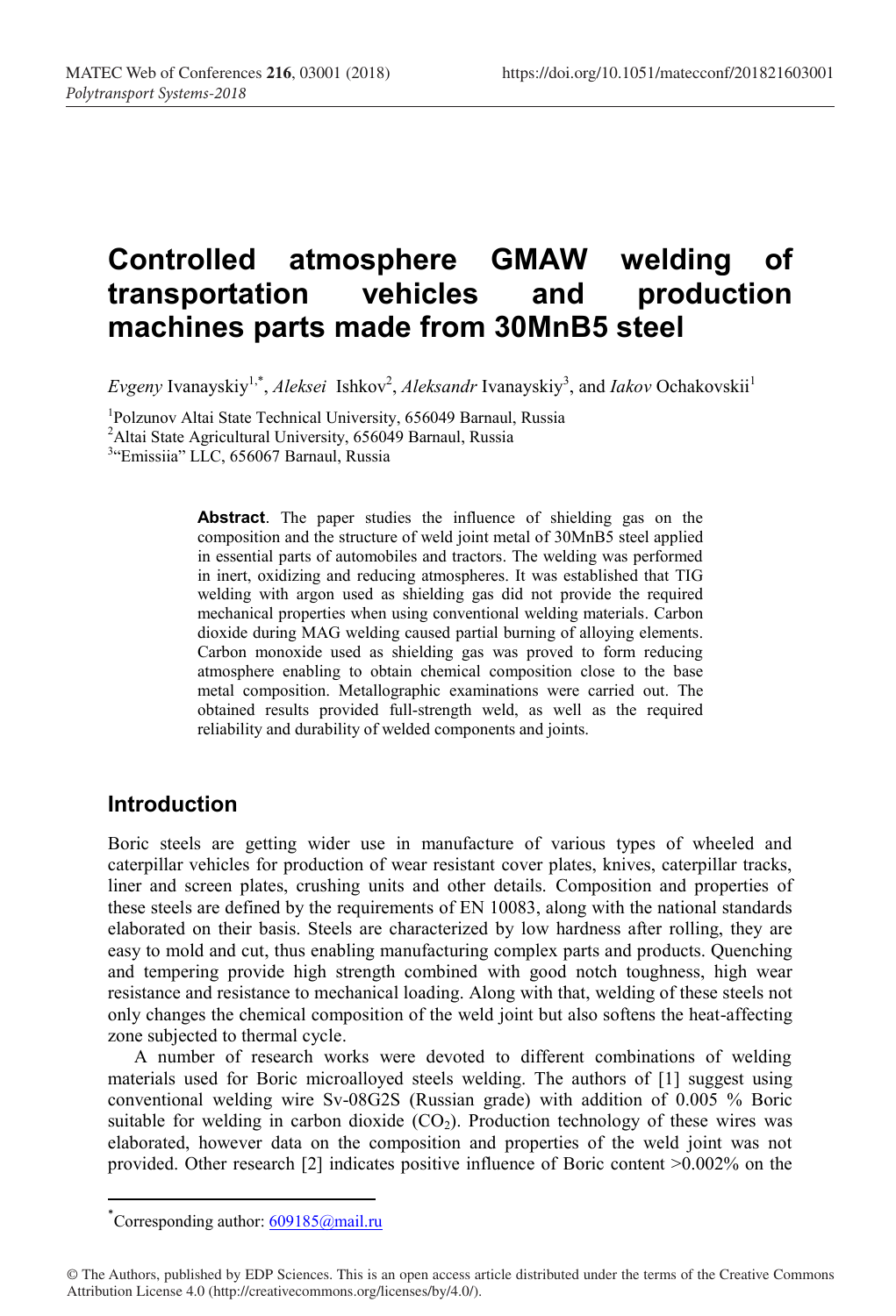# Controlled atmosphere GMAW welding of transportation vehicles and production machines parts made from 30MnB5 steel

*Evgeny* Ivanayskiy[1,*], *Aleksei* Ishkov[2], *Aleksandr* Ivanayskiy[3], and *Iakov* Ochakovskii[1]

[1]Polzunov Altai State Technical University, 656049 Barnaul, Russia
[2]Altai State Agricultural University, 656049 Barnaul, Russia
[3]"Emissiia" LLC, 656067 Barnaul, Russia

**Abstract**. The paper studies the influence of shielding gas on the composition and the structure of weld joint metal of 30MnB5 steel applied in essential parts of automobiles and tractors. The welding was performed in inert, oxidizing and reducing atmospheres. It was established that TIG welding with argon used as shielding gas did not provide the required mechanical properties when using conventional welding materials. Carbon dioxide during MAG welding caused partial burning of alloying elements. Carbon monoxide used as shielding gas was proved to form reducing atmosphere enabling to obtain chemical composition close to the base metal composition. Metallographic examinations were carried out. The obtained results provided full-strength weld, as well as the required reliability and durability of welded components and joints.

## Introduction

Boric steels are getting wider use in manufacture of various types of wheeled and caterpillar vehicles for production of wear resistant cover plates, knives, caterpillar tracks, liner and screen plates, crushing units and other details. Composition and properties of these steels are defined by the requirements of EN 10083, along with the national standards elaborated on their basis. Steels are characterized by low hardness after rolling, they are easy to mold and cut, thus enabling manufacturing complex parts and products. Quenching and tempering provide high strength combined with good notch toughness, high wear resistance and resistance to mechanical loading. Along with that, welding of these steels not only changes the chemical composition of the weld joint but also softens the heat-affecting zone subjected to thermal cycle.

A number of research works were devoted to different combinations of welding materials used for Boric microalloyed steels welding. The authors of [1] suggest using conventional welding wire Sv-08G2S (Russian grade) with addition of 0.005 % Boric suitable for welding in carbon dioxide ($CO_2$). Production technology of these wires was elaborated, however data on the composition and properties of the weld joint was not provided. Other research [2] indicates positive influence of Boric content >0.002% on the

*Corresponding author: 609185@mail.ru

© The Authors, published by EDP Sciences. This is an open access article distributed under the terms of the Creative Commons Attribution License 4.0 (http://creativecommons.org/licenses/by/4.0/).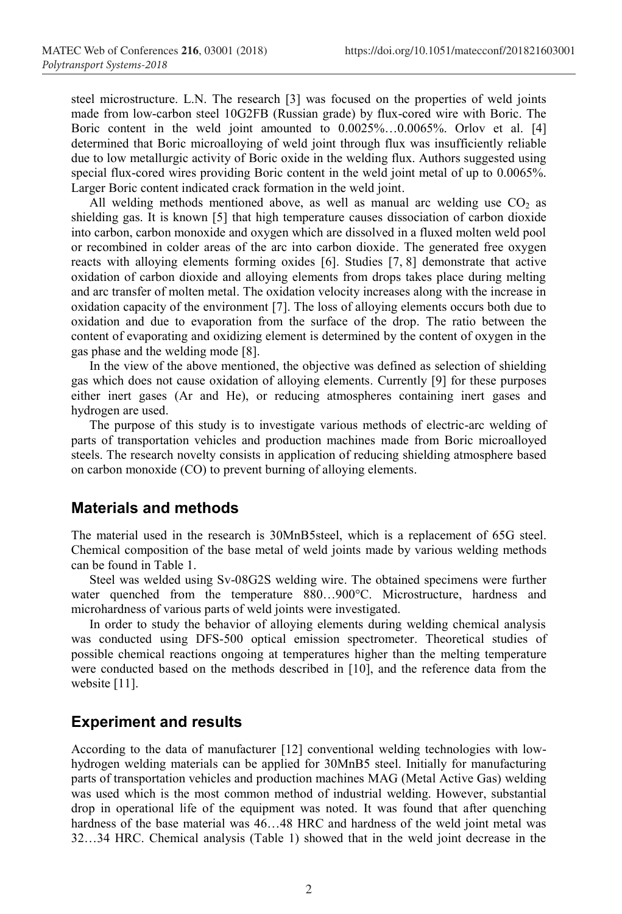steel microstructure. L.N. The research [3] was focused on the properties of weld joints made from low-carbon steel 10G2FB (Russian grade) by flux-cored wire with Boric. The Boric content in the weld joint amounted to 0.0025%…0.0065%. Orlov et al. [4] determined that Boric microalloying of weld joint through flux was insufficiently reliable due to low metallurgic activity of Boric oxide in the welding flux. Authors suggested using special flux-cored wires providing Boric content in the weld joint metal of up to 0.0065%. Larger Boric content indicated crack formation in the weld joint.

All welding methods mentioned above, as well as manual arc welding use $CO_2$ as shielding gas. It is known [5] that high temperature causes dissociation of carbon dioxide into carbon, carbon monoxide and oxygen which are dissolved in a fluxed molten weld pool or recombined in colder areas of the arc into carbon dioxide. The generated free oxygen reacts with alloying elements forming oxides [6]. Studies [7, 8] demonstrate that active oxidation of carbon dioxide and alloying elements from drops takes place during melting and arc transfer of molten metal. The oxidation velocity increases along with the increase in oxidation capacity of the environment [7]. The loss of alloying elements occurs both due to oxidation and due to evaporation from the surface of the drop. The ratio between the content of evaporating and oxidizing element is determined by the content of oxygen in the gas phase and the welding mode [8].

In the view of the above mentioned, the objective was defined as selection of shielding gas which does not cause oxidation of alloying elements. Currently [9] for these purposes either inert gases (Ar and He), or reducing atmospheres containing inert gases and hydrogen are used.

The purpose of this study is to investigate various methods of electric-arc welding of parts of transportation vehicles and production machines made from Boric microalloyed steels. The research novelty consists in application of reducing shielding atmosphere based on carbon monoxide (CO) to prevent burning of alloying elements.

## Materials and methods

The material used in the research is 30MnB5steel, which is a replacement of 65G steel. Chemical composition of the base metal of weld joints made by various welding methods can be found in Table 1.

Steel was welded using Sv-08G2S welding wire. The obtained specimens were further water quenched from the temperature 880…900°C. Microstructure, hardness and microhardness of various parts of weld joints were investigated.

In order to study the behavior of alloying elements during welding chemical analysis was conducted using DFS-500 optical emission spectrometer. Theoretical studies of possible chemical reactions ongoing at temperatures higher than the melting temperature were conducted based on the methods described in [10], and the reference data from the website [11].

## Experiment and results

According to the data of manufacturer [12] conventional welding technologies with low-hydrogen welding materials can be applied for 30MnB5 steel. Initially for manufacturing parts of transportation vehicles and production machines MAG (Metal Active Gas) welding was used which is the most common method of industrial welding. However, substantial drop in operational life of the equipment was noted. It was found that after quenching hardness of the base material was 46…48 HRC and hardness of the weld joint metal was 32…34 HRC. Chemical analysis (Table 1) showed that in the weld joint decrease in the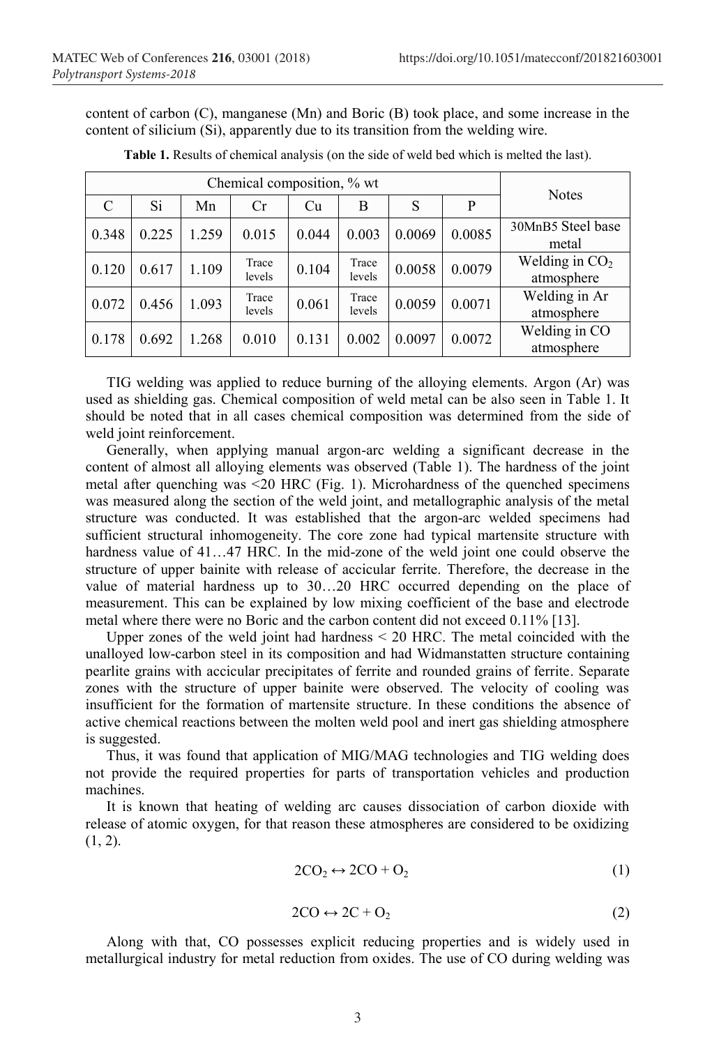content of carbon (C), manganese (Mn) and Boric (B) took place, and some increase in the content of silicium (Si), apparently due to its transition from the welding wire.

**Table 1.** Results of chemical analysis (on the side of weld bed which is melted the last).

| Chemical composition, % wt | | | | | | | | Notes |
|---|---|---|---|---|---|---|---|---|
| C | Si | Mn | Cr | Cu | B | S | P | |
| 0.348 | 0.225 | 1.259 | 0.015 | 0.044 | 0.003 | 0.0069 | 0.0085 | 30MnB5 Steel base metal |
| 0.120 | 0.617 | 1.109 | Trace levels | 0.104 | Trace levels | 0.0058 | 0.0079 | Welding in $CO_2$ atmosphere |
| 0.072 | 0.456 | 1.093 | Trace levels | 0.061 | Trace levels | 0.0059 | 0.0071 | Welding in Ar atmosphere |
| 0.178 | 0.692 | 1.268 | 0.010 | 0.131 | 0.002 | 0.0097 | 0.0072 | Welding in CO atmosphere |

TIG welding was applied to reduce burning of the alloying elements. Argon (Ar) was used as shielding gas. Chemical composition of weld metal can be also seen in Table 1. It should be noted that in all cases chemical composition was determined from the side of weld joint reinforcement.

Generally, when applying manual argon-arc welding a significant decrease in the content of almost all alloying elements was observed (Table 1). The hardness of the joint metal after quenching was <20 HRC (Fig. 1). Microhardness of the quenched specimens was measured along the section of the weld joint, and metallographic analysis of the metal structure was conducted. It was established that the argon-arc welded specimens had sufficient structural inhomogeneity. The core zone had typical martensite structure with hardness value of 41…47 HRC. In the mid-zone of the weld joint one could observe the structure of upper bainite with release of accicular ferrite. Therefore, the decrease in the value of material hardness up to 30…20 HRC occurred depending on the place of measurement. This can be explained by low mixing coefficient of the base and electrode metal where there were no Boric and the carbon content did not exceed 0.11% [13].

Upper zones of the weld joint had hardness < 20 HRC. The metal coincided with the unalloyed low-carbon steel in its composition and had Widmanstatten structure containing pearlite grains with accicular precipitates of ferrite and rounded grains of ferrite. Separate zones with the structure of upper bainite were observed. The velocity of cooling was insufficient for the formation of martensite structure. In these conditions the absence of active chemical reactions between the molten weld pool and inert gas shielding atmosphere is suggested.

Thus, it was found that application of MIG/MAG technologies and TIG welding does not provide the required properties for parts of transportation vehicles and production machines.

It is known that heating of welding arc causes dissociation of carbon dioxide with release of atomic oxygen, for that reason these atmospheres are considered to be oxidizing (1, 2).

$$2CO_2 \leftrightarrow 2CO + O_2 \tag{1}$$

$$2CO \leftrightarrow 2C + O_2 \tag{2}$$

Along with that, CO possesses explicit reducing properties and is widely used in metallurgical industry for metal reduction from oxides. The use of CO during welding was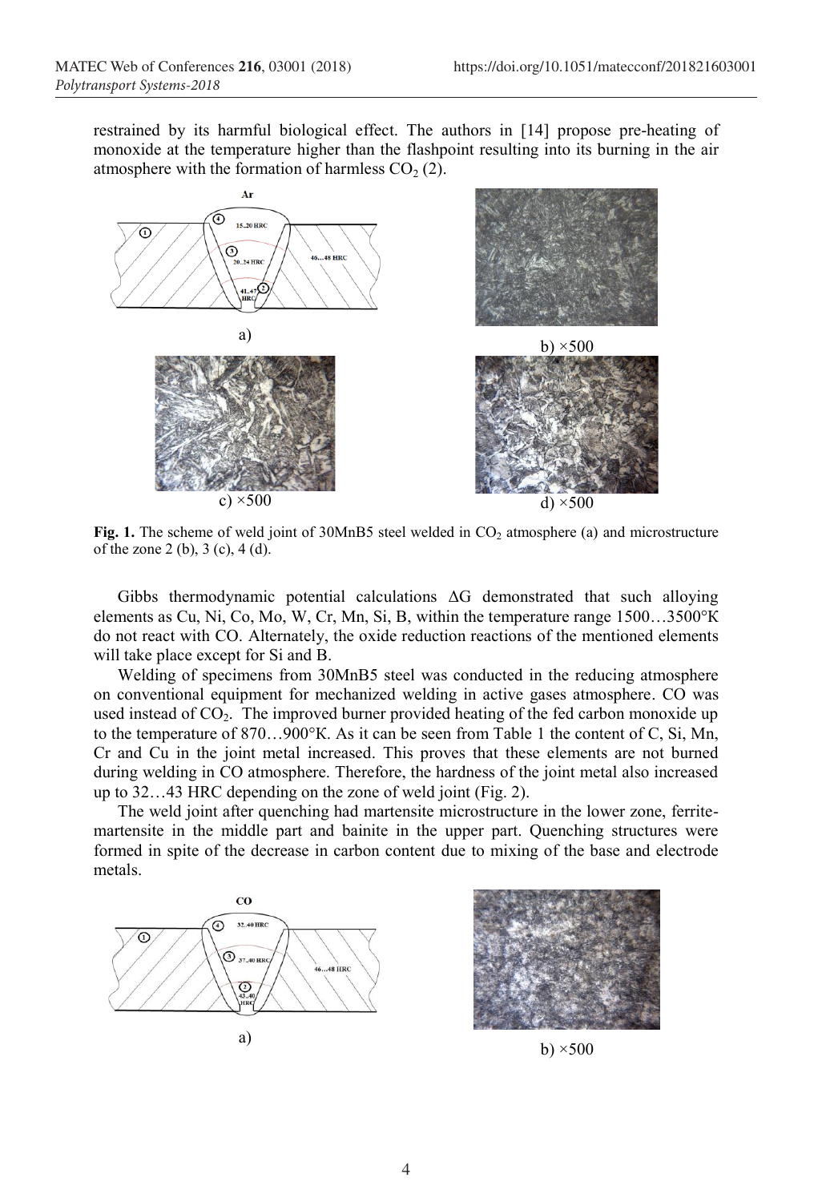restrained by its harmful biological effect. The authors in [14] propose pre-heating of monoxide at the temperature higher than the flashpoint resulting into its burning in the air atmosphere with the formation of harmless $CO_2$ (2).

**Fig. 1.** The scheme of weld joint of 30MnB5 steel welded in $CO_2$ atmosphere (a) and microstructure of the zone 2 (b), 3 (c), 4 (d).

Gibbs thermodynamic potential calculations ΔG demonstrated that such alloying elements as Cu, Ni, Co, Mo, W, Cr, Mn, Si, B, within the temperature range 1500…3500°K do not react with CO. Alternately, the oxide reduction reactions of the mentioned elements will take place except for Si and B.

Welding of specimens from 30MnB5 steel was conducted in the reducing atmosphere on conventional equipment for mechanized welding in active gases atmosphere. CO was used instead of $CO_2$. The improved burner provided heating of the fed carbon monoxide up to the temperature of 870…900°K. As it can be seen from Table 1 the content of C, Si, Mn, Cr and Cu in the joint metal increased. This proves that these elements are not burned during welding in CO atmosphere. Therefore, the hardness of the joint metal also increased up to 32…43 HRC depending on the zone of weld joint (Fig. 2).

The weld joint after quenching had martensite microstructure in the lower zone, ferrite-martensite in the middle part and bainite in the upper part. Quenching structures were formed in spite of the decrease in carbon content due to mixing of the base and electrode metals.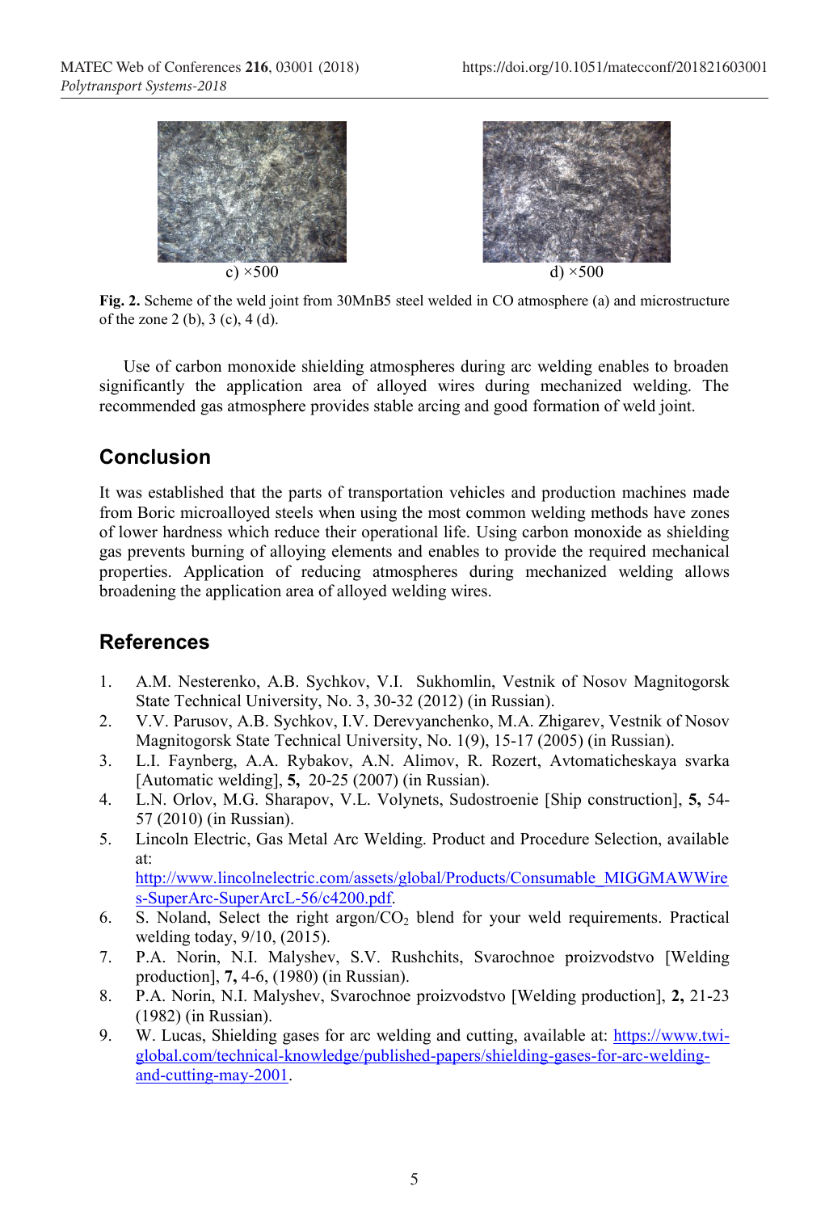c) ×500

d) ×500

**Fig. 2.** Scheme of the weld joint from 30MnB5 steel welded in CO atmosphere (a) and microstructure of the zone 2 (b), 3 (c), 4 (d).

Use of carbon monoxide shielding atmospheres during arc welding enables to broaden significantly the application area of alloyed wires during mechanized welding. The recommended gas atmosphere provides stable arcing and good formation of weld joint.

## Conclusion

It was established that the parts of transportation vehicles and production machines made from Boric microalloyed steels when using the most common welding methods have zones of lower hardness which reduce their operational life. Using carbon monoxide as shielding gas prevents burning of alloying elements and enables to provide the required mechanical properties. Application of reducing atmospheres during mechanized welding allows broadening the application area of alloyed welding wires.

## References

1. A.M. Nesterenko, A.B. Sychkov, V.I. Sukhomlin, Vestnik of Nosov Magnitogorsk State Technical University, No. 3, 30-32 (2012) (in Russian).
2. V.V. Parusov, A.B. Sychkov, I.V. Derevyanchenko, M.A. Zhigarev, Vestnik of Nosov Magnitogorsk State Technical University, No. 1(9), 15-17 (2005) (in Russian).
3. L.I. Faynberg, A.A. Rybakov, A.N. Alimov, R. Rozert, Avtomaticheskaya svarka [Automatic welding], **5,** 20-25 (2007) (in Russian).
4. L.N. Orlov, M.G. Sharapov, V.L. Volynets, Sudostroenie [Ship construction], **5,** 54-57 (2010) (in Russian).
5. Lincoln Electric, Gas Metal Arc Welding. Product and Procedure Selection, available at: http://www.lincolnelectric.com/assets/global/Products/Consumable_MIGGMAWWires-SuperArc-SuperArcL-56/c4200.pdf.
6. S. Noland, Select the right argon/$CO_2$ blend for your weld requirements. Practical welding today, 9/10, (2015).
7. P.A. Norin, N.I. Malyshev, S.V. Rushchits, Svarochnoe proizvodstvo [Welding production], **7,** 4-6, (1980) (in Russian).
8. P.A. Norin, N.I. Malyshev, Svarochnoe proizvodstvo [Welding production], **2,** 21-23 (1982) (in Russian).
9. W. Lucas, Shielding gases for arc welding and cutting, available at: https://www.twi-global.com/technical-knowledge/published-papers/shielding-gases-for-arc-welding-and-cutting-may-2001.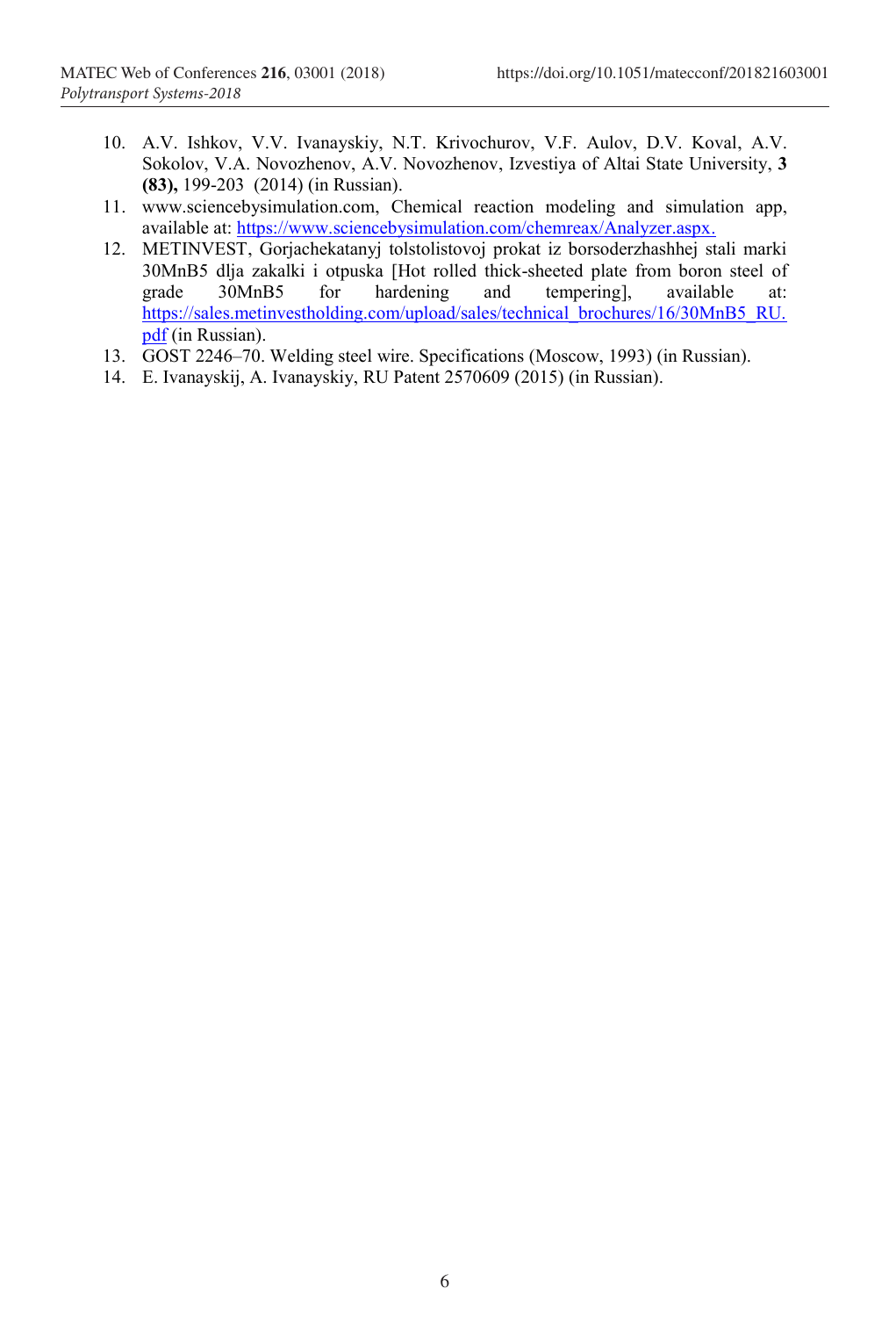10. A.V. Ishkov, V.V. Ivanayskiy, N.T. Krivochurov, V.F. Aulov, D.V. Koval, A.V. Sokolov, V.A. Novozhenov, A.V. Novozhenov, Izvestiya of Altai State University, **3 (83),** 199-203 (2014) (in Russian).
11. www.sciencebysimulation.com, Chemical reaction modeling and simulation app, available at: https://www.sciencebysimulation.com/chemreax/Analyzer.aspx.
12. METINVEST, Gorjachekatanyj tolstolistovoj prokat iz borsoderzhashhej stali marki 30MnB5 dlja zakalki i otpuska [Hot rolled thick-sheeted plate from boron steel of grade 30MnB5 for hardening and tempering], available at: https://sales.metinvestholding.com/upload/sales/technical_brochures/16/30MnB5_RU.pdf (in Russian).
13. GOST 2246–70. Welding steel wire. Specifications (Moscow, 1993) (in Russian).
14. E. Ivanayskij, A. Ivanayskiy, RU Patent 2570609 (2015) (in Russian).